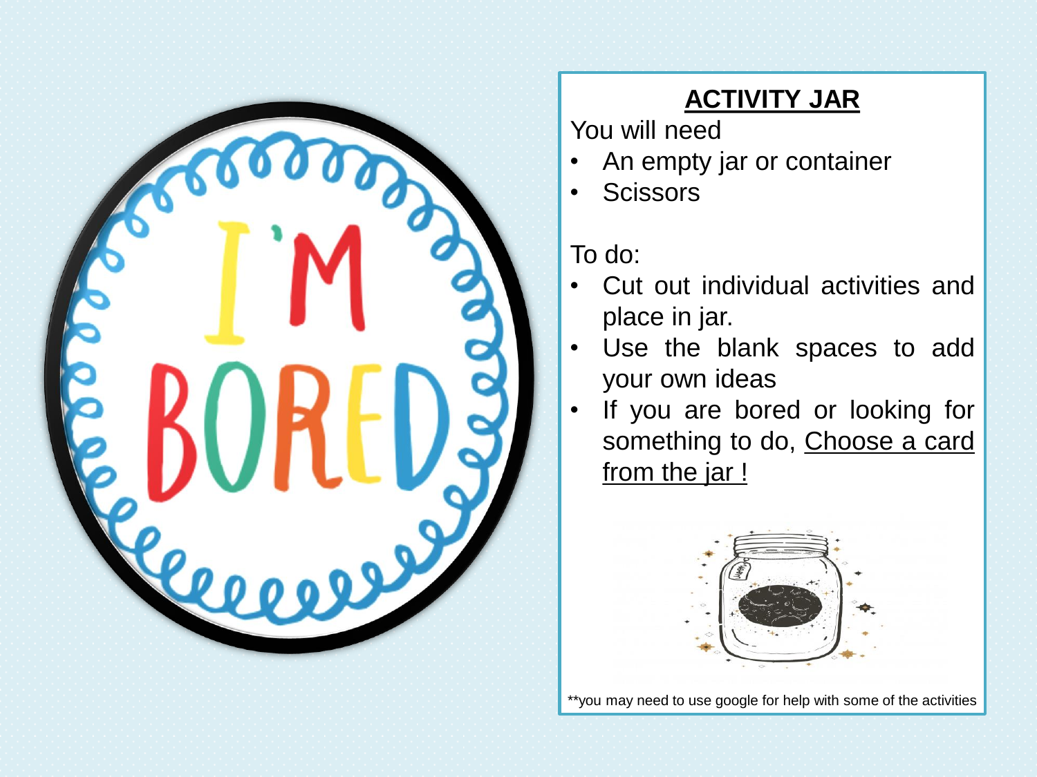I'M BORED

# ACTIVITY JAR

You will need

- An empty jar or container
- Scissors

To do:

- Cut out individual activities and place in jar.
- Use the blank spaces to add your own ideas
- If you are bored or looking for something to do, Choose a card from the jar !

**you may need to use google for help with some of the activities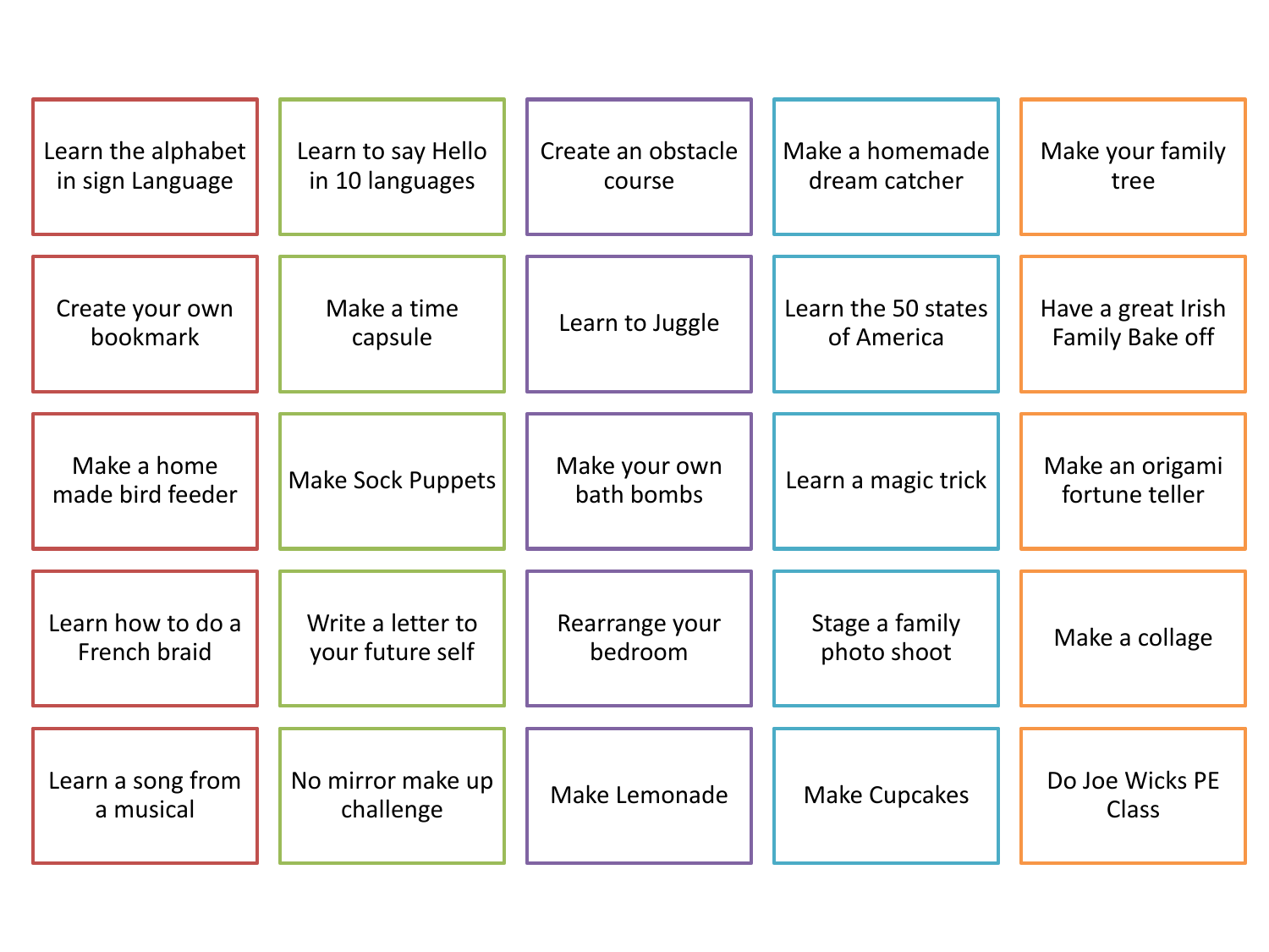| | | | | |
|---|---|---|---|---|
| Learn the alphabet in sign Language | Learn to say Hello in 10 languages | Create an obstacle course | Make a homemade dream catcher | Make your family tree |
| Create your own bookmark | Make a time capsule | Learn to Juggle | Learn the 50 states of America | Have a great Irish Family Bake off |
| Make a home made bird feeder | Make Sock Puppets | Make your own bath bombs | Learn a magic trick | Make an origami fortune teller |
| Learn how to do a French braid | Write a letter to your future self | Rearrange your bedroom | Stage a family photo shoot | Make a collage |
| Learn a song from a musical | No mirror make up challenge | Make Lemonade | Make Cupcakes | Do Joe Wicks PE Class |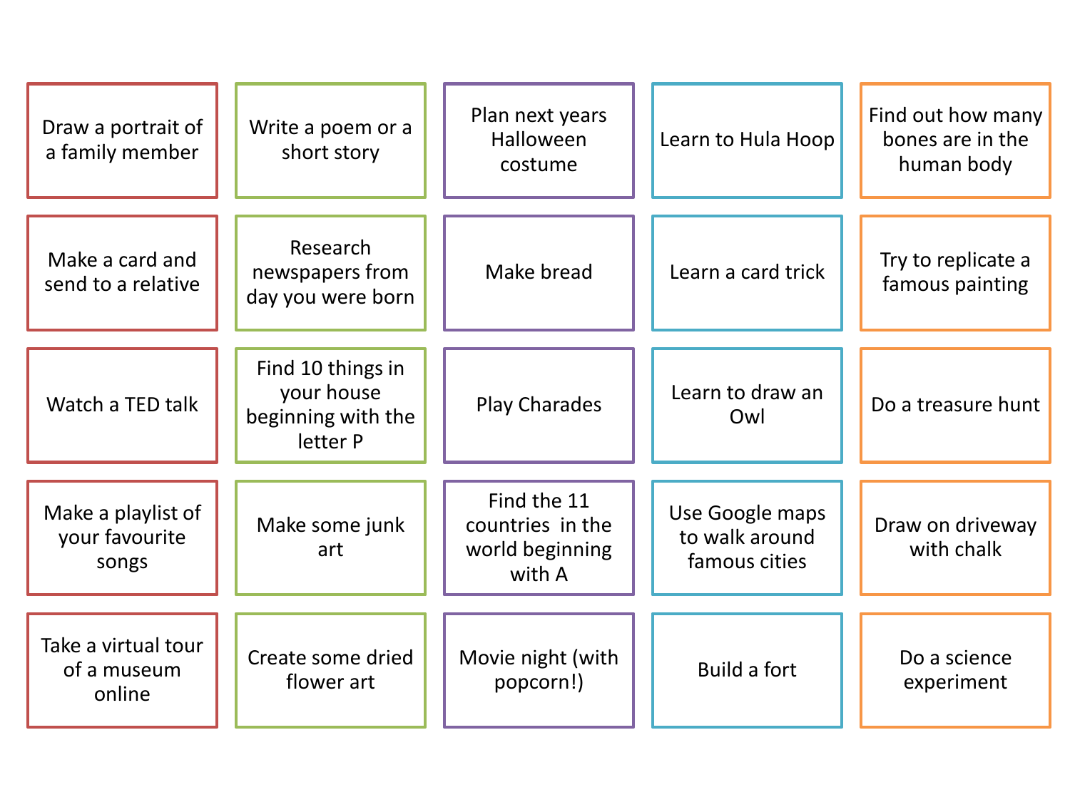| | | | | |
|---|---|---|---|---|
| Draw a portrait of a family member | Write a poem or a short story | Plan next years Halloween costume | Learn to Hula Hoop | Find out how many bones are in the human body |
| Make a card and send to a relative | Research newspapers from day you were born | Make bread | Learn a card trick | Try to replicate a famous painting |
| Watch a TED talk | Find 10 things in your house beginning with the letter P | Play Charades | Learn to draw an Owl | Do a treasure hunt |
| Make a playlist of your favourite songs | Make some junk art | Find the 11 countries in the world beginning with A | Use Google maps to walk around famous cities | Draw on driveway with chalk |
| Take a virtual tour of a museum online | Create some dried flower art | Movie night (with popcorn!) | Build a fort | Do a science experiment |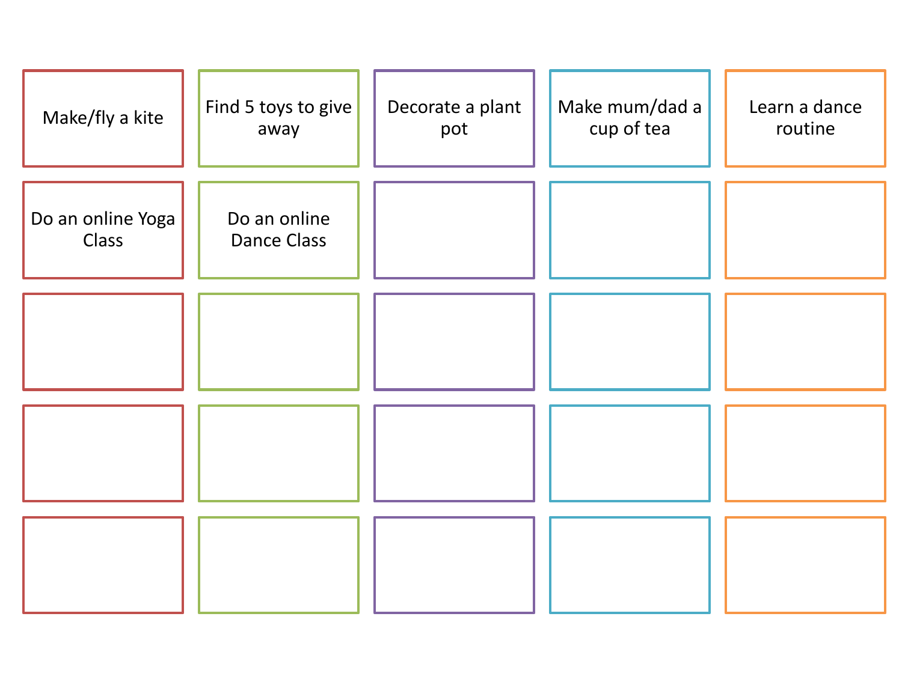| | | | | |
|---|---|---|---|---|
| Make/fly a kite | Find 5 toys to give away | Decorate a plant pot | Make mum/dad a cup of tea | Learn a dance routine |
| Do an online Yoga Class | Do an online Dance Class | | | |
| | | | | |
| | | | | |
| | | | | |